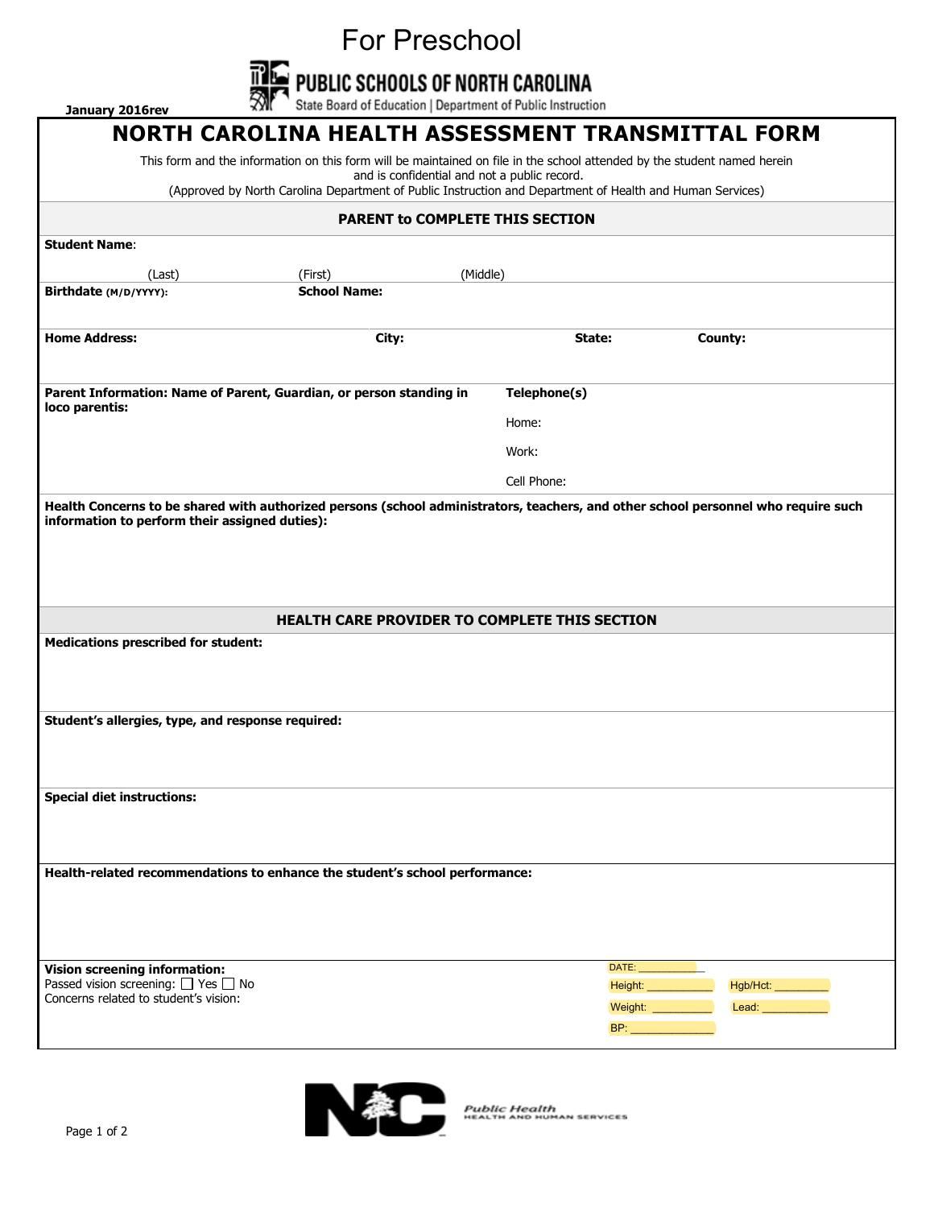# For Preschool

PUBLIC SCHOOLS OF NORTH CAROLINA

State Board of Education | Department of Public Instruction

January 2016rev

# NORTH CAROLINA HEALTH ASSESSMENT TRANSMITTAL FORM

This form and the information on this form will be maintained on file in the school attended by the student named herein and is confidential and not a public record.
(Approved by North Carolina Department of Public Instruction and Department of Health and Human Services)

## PARENT to COMPLETE THIS SECTION

**Student Name**:

(Last) (First) (Middle)

**Birthdate (M/D/YYYY):** **School Name:**

**Home Address:** **City:** **State:** **County:**

**Parent Information: Name of Parent, Guardian, or person standing in loco parentis:**

**Telephone(s)**

Home:

Work:

Cell Phone:

**Health Concerns to be shared with authorized persons (school administrators, teachers, and other school personnel who require such information to perform their assigned duties):**

## HEALTH CARE PROVIDER TO COMPLETE THIS SECTION

**Medications prescribed for student:**

**Student's allergies, type, and response required:**

**Special diet instructions:**

**Health-related recommendations to enhance the student's school performance:**

**Vision screening information:**
Passed vision screening: ☐ Yes ☐ No
Concerns related to student's vision:

DATE: ___________

Height: ___________ Hgb/Hct: _________

Weight: __________ Lead: ___________

BP: _____________

Public Health
HEALTH AND HUMAN SERVICES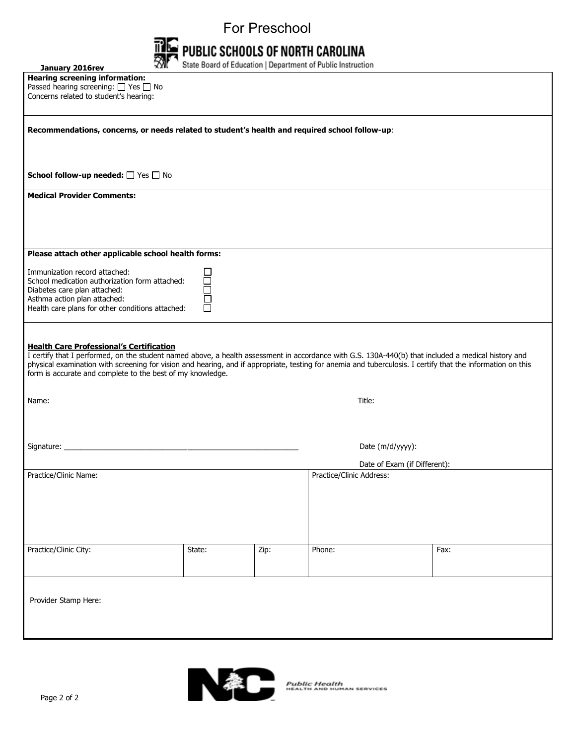For Preschool

# PUBLIC SCHOOLS OF NORTH CAROLINA

State Board of Education | Department of Public Instruction

**January 2016rev**

**Hearing screening information:**
Passed hearing screening: ☐ Yes ☐ No
Concerns related to student's hearing:

**Recommendations, concerns, or needs related to student's health and required school follow-up**:

**School follow-up needed:** ☐ Yes ☐ No

**Medical Provider Comments:**

**Please attach other applicable school health forms:**

Immunization record attached: ☐
School medication authorization form attached: ☐
Diabetes care plan attached: ☐
Asthma action plan attached: ☐
Health care plans for other conditions attached: ☐

**Health Care Professional's Certification**

I certify that I performed, on the student named above, a health assessment in accordance with G.S. 130A-440(b) that included a medical history and physical examination with screening for vision and hearing, and if appropriate, testing for anemia and tuberculosis. I certify that the information on this form is accurate and complete to the best of my knowledge.

Name: Title:

Signature: ___________________________________________________________ Date (m/d/yyyy):

Date of Exam (if Different):

| | | | | |
|---|---|---|---|---|
| Practice/Clinic Name: | | | Practice/Clinic Address: | |
| Practice/Clinic City: | State: | Zip: | Phone: | Fax: |

Provider Stamp Here:

Public Health
HEALTH AND HUMAN SERVICES